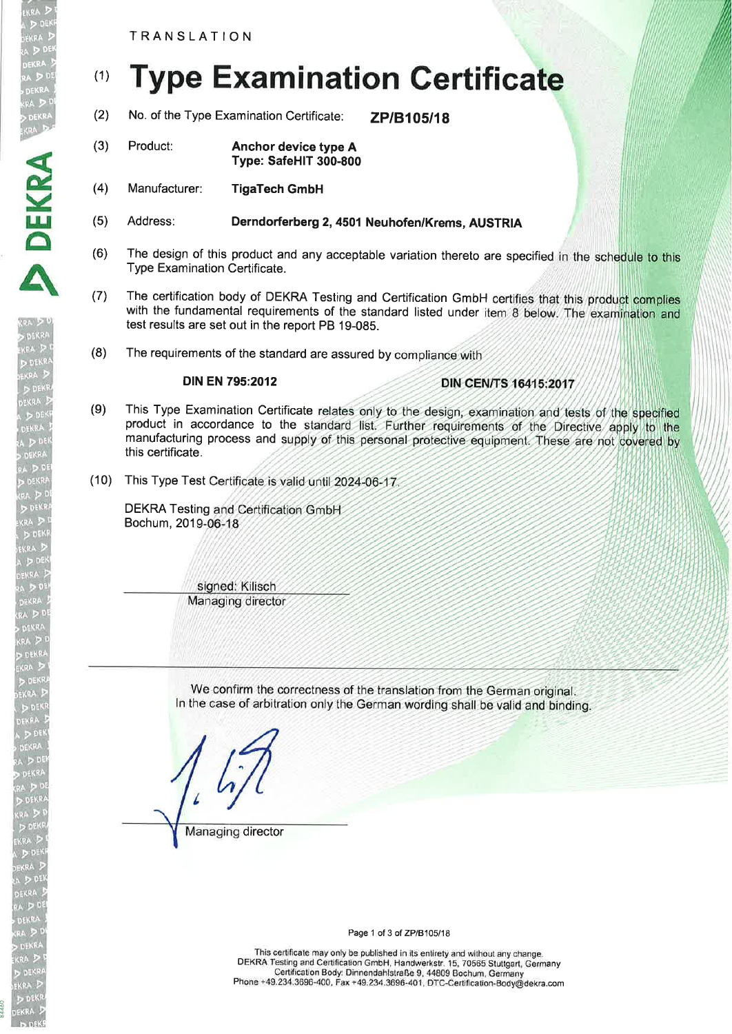TRANSLATION

# (1) Type Examination Certificate

(2) No. of the Type Examination Certificate: **ZP/B105/18**

(3) Product: **Anchor device type A**
**Type: SafeHIT 300-800**

(4) Manufacturer: **TigaTech GmbH**

(5) Address: **Derndorferberg 2, 4501 Neuhofen/Krems, AUSTRIA**

(6) The design of this product and any acceptable variation thereto are specified in the schedule to this Type Examination Certificate.

(7) The certification body of DEKRA Testing and Certification GmbH certifies that this product complies with the fundamental requirements of the standard listed under item 8 below. The examination and test results are set out in the report PB 19-085.

(8) The requirements of the standard are assured by compliance with

**DIN EN 795:2012** **DIN CEN/TS 16415:2017**

(9) This Type Examination Certificate relates only to the design, examination and tests of the specified product in accordance to the standard list. Further requirements of the Directive apply to the manufacturing process and supply of this personal protective equipment. These are not covered by this certificate.

(10) This Type Test Certificate is valid until 2024-06-17.

DEKRA Testing and Certification GmbH
Bochum, 2019-06-18

signed: Kilisch
Managing director

---

We confirm the correctness of the translation from the German original.
In the case of arbitration only the German wording shall be valid and binding.

Managing director

This certificate may only be published in its entirety and without any change.
DEKRA Testing and Certification GmbH, Handwerkstr. 15, 70565 Stuttgart, Germany
Certification Body: Dinnendahlstraße 9, 44809 Bochum, Germany
Phone +49.234.3696-400, Fax +49.234.3696-401, DTC-Certification-Body@dekra.com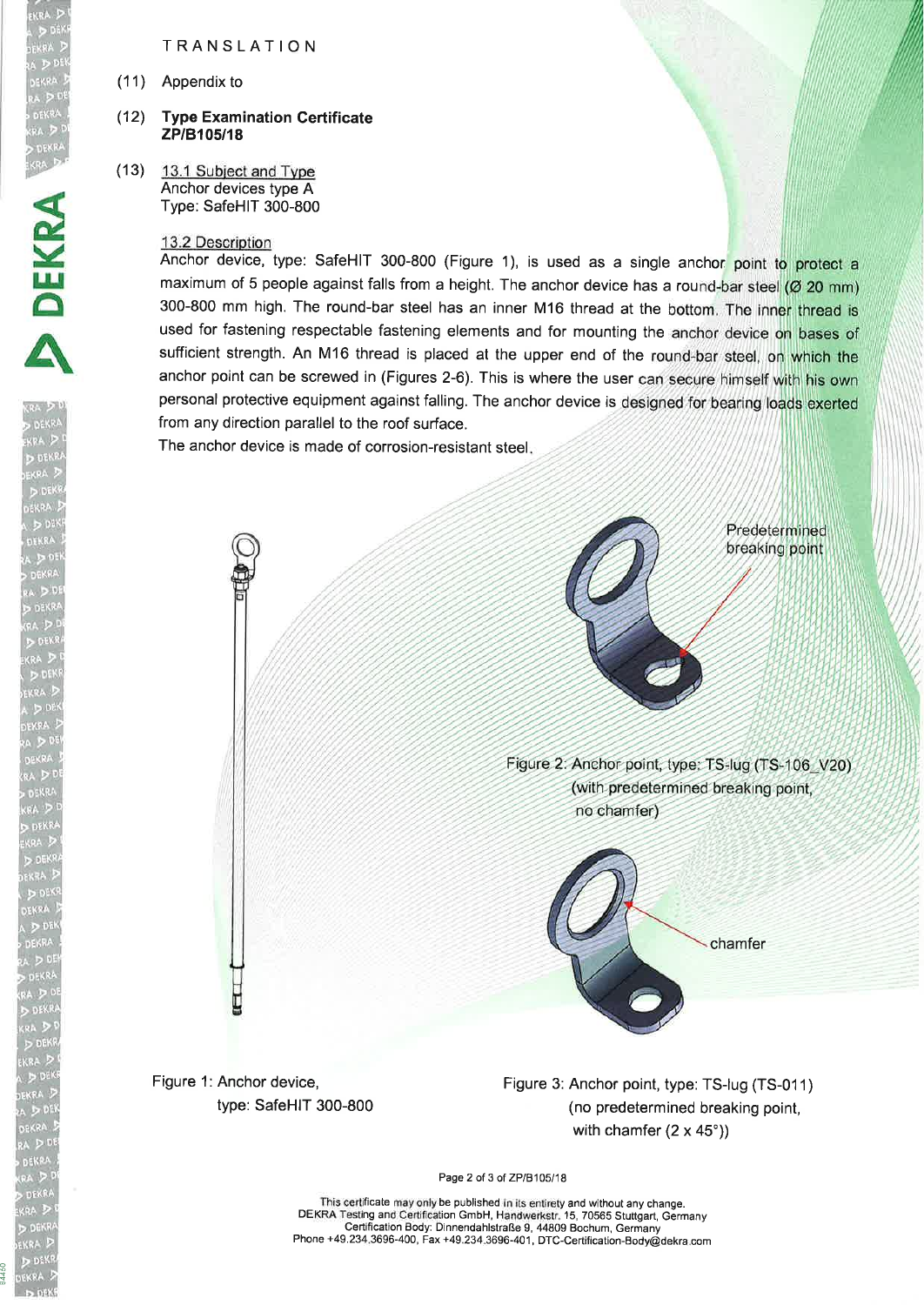TRANSLATION

(11) Appendix to

(12) **Type Examination Certificate ZP/B105/18**

(13) 13.1 Subject and Type
Anchor devices type A
Type: SafeHIT 300-800

13.2 Description
Anchor device, type: SafeHIT 300-800 (Figure 1), is used as a single anchor point to protect a maximum of 5 people against falls from a height. The anchor device has a round-bar steel (Ø 20 mm) 300-800 mm high. The round-bar steel has an inner M16 thread at the bottom. The inner thread is used for fastening respectable fastening elements and for mounting the anchor device on bases of sufficient strength. An M16 thread is placed at the upper end of the round-bar steel, on which the anchor point can be screwed in (Figures 2-6). This is where the user can secure himself with his own personal protective equipment against falling. The anchor device is designed for bearing loads exerted from any direction parallel to the roof surface.
The anchor device is made of corrosion-resistant steel.

Predetermined breaking point

Figure 2: Anchor point, type: TS-lug (TS-106_V20) (with predetermined breaking point, no chamfer)

chamfer

Figure 1: Anchor device, type: SafeHIT 300-800

Figure 3: Anchor point, type: TS-lug (TS-011) (no predetermined breaking point, with chamfer (2 x 45°))

This certificate may only be published in its entirety and without any change.
DEKRA Testing and Certification GmbH, Handwerkstr. 15, 70565 Stuttgart, Germany
Certification Body: Dinnendahlstraße 9, 44809 Bochum, Germany
Phone +49.234.3696-400, Fax +49.234.3696-401, DTC-Certification-Body@dekra.com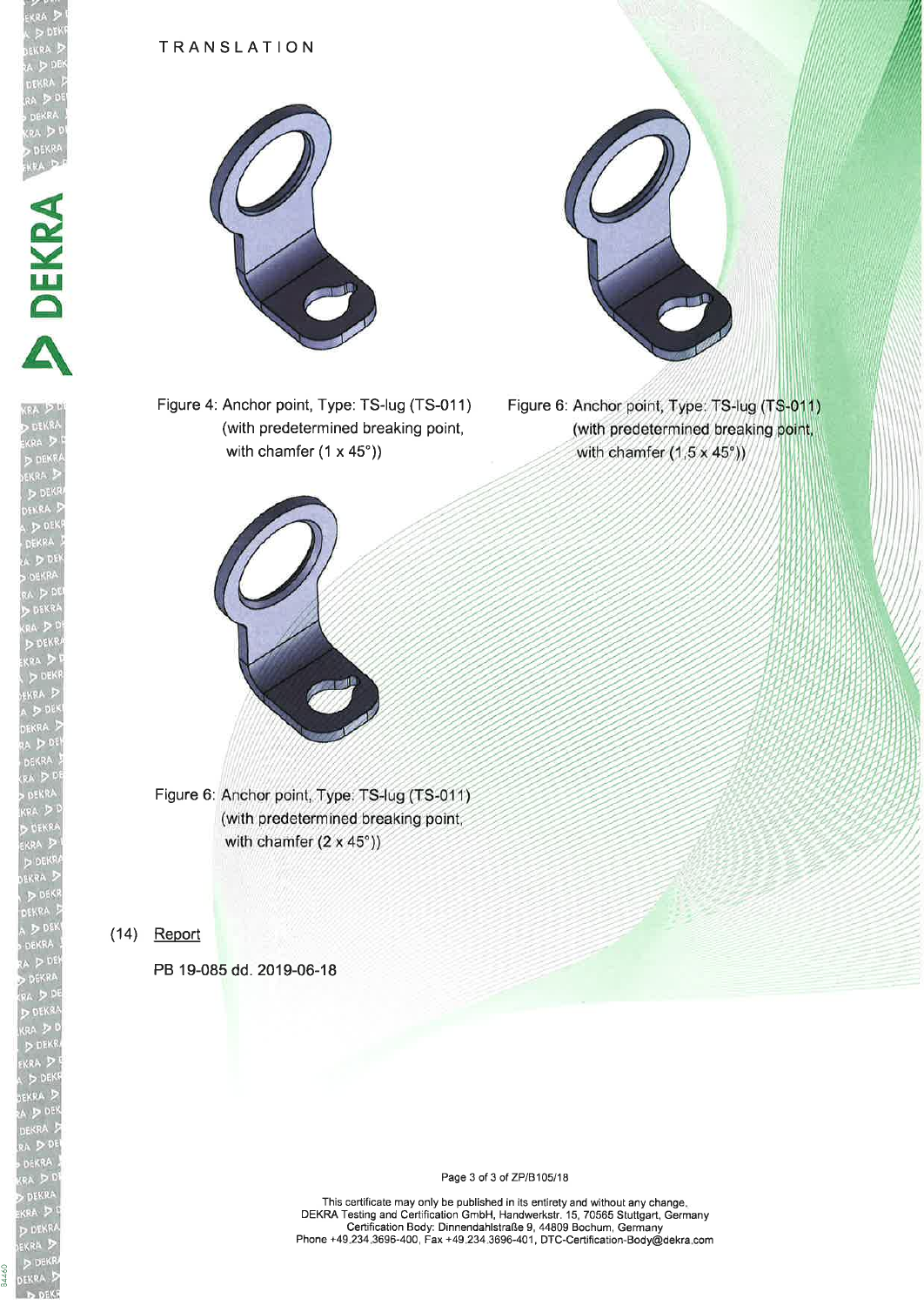TRANSLATION

Figure 4: Anchor point, Type: TS-lug (TS-011) (with predetermined breaking point, with chamfer (1 x 45°))

Figure 6: Anchor point, Type: TS-lug (TS-011) (with predetermined breaking point, with chamfer (1,5 x 45°))

Figure 6: Anchor point, Type: TS-lug (TS-011) (with predetermined breaking point, with chamfer (2 x 45°))

(14) Report

PB 19-085 dd. 2019-06-18

This certificate may only be published in its entirety and without any change.
DEKRA Testing and Certification GmbH, Handwerkstr. 15, 70565 Stuttgart, Germany
Certification Body: Dinnendahlstraße 9, 44809 Bochum, Germany
Phone +49.234.3696-400, Fax +49.234.3696-401, DTC-Certification-Body@dekra.com